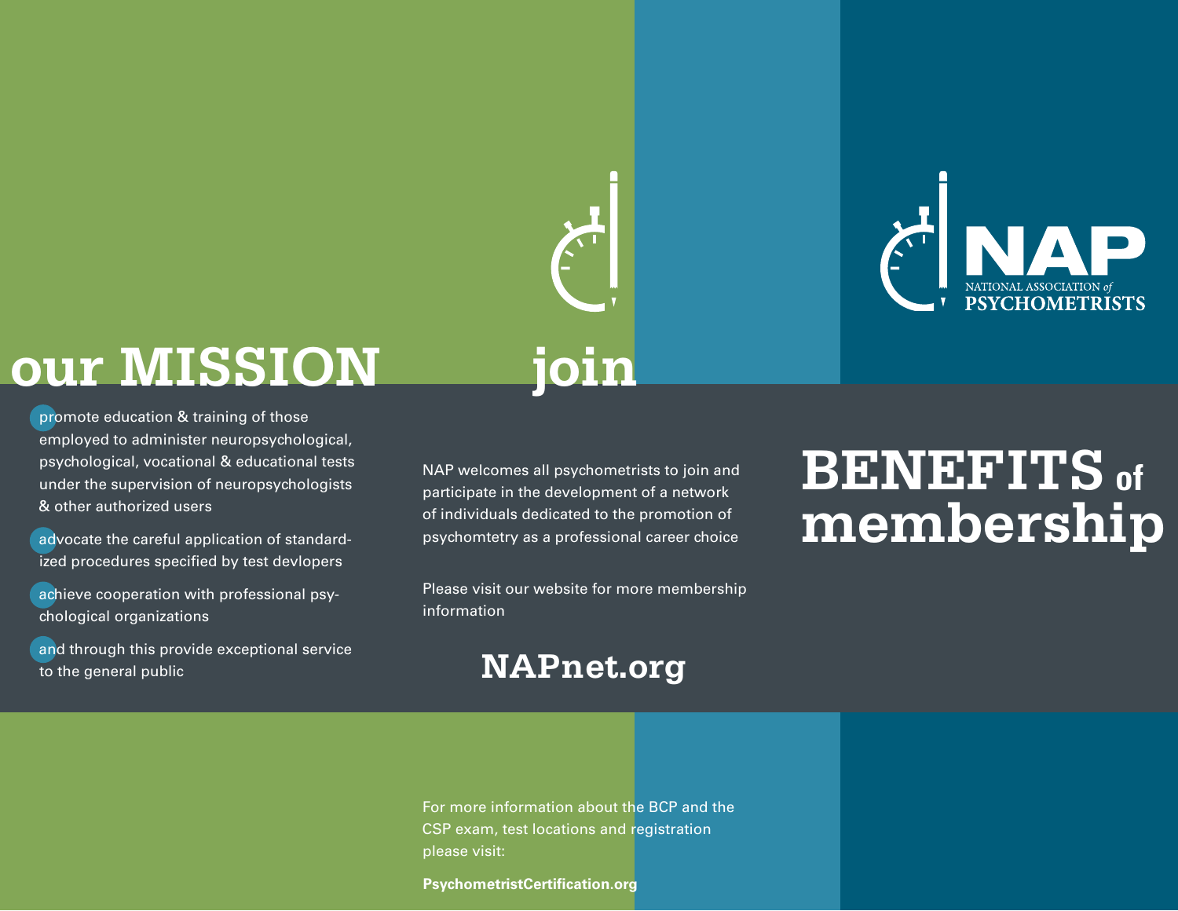## our MISSION

- promote education & training of those employed to administer neuropsychological, psychological, vocational & educational tests under the supervision of neuropsychologists & other authorized users
- advocate the careful application of standardized procedures specified by test devlopers
- achieve cooperation with professional psychological organizations
- and through this provide exceptional service to the general public

## join

NAP welcomes all psychometrists to join and participate in the development of a network of individuals dedicated to the promotion of psychomtetry as a professional career choice

Please visit our website for more membership information

**NAPnet.org**

For more information about the BCP and the CSP exam, test locations and registration please visit:

**PsychometristCertification.org**

# NAP

NATIONAL ASSOCIATION *of* PSYCHOMETRISTS

## BENEFITS of membership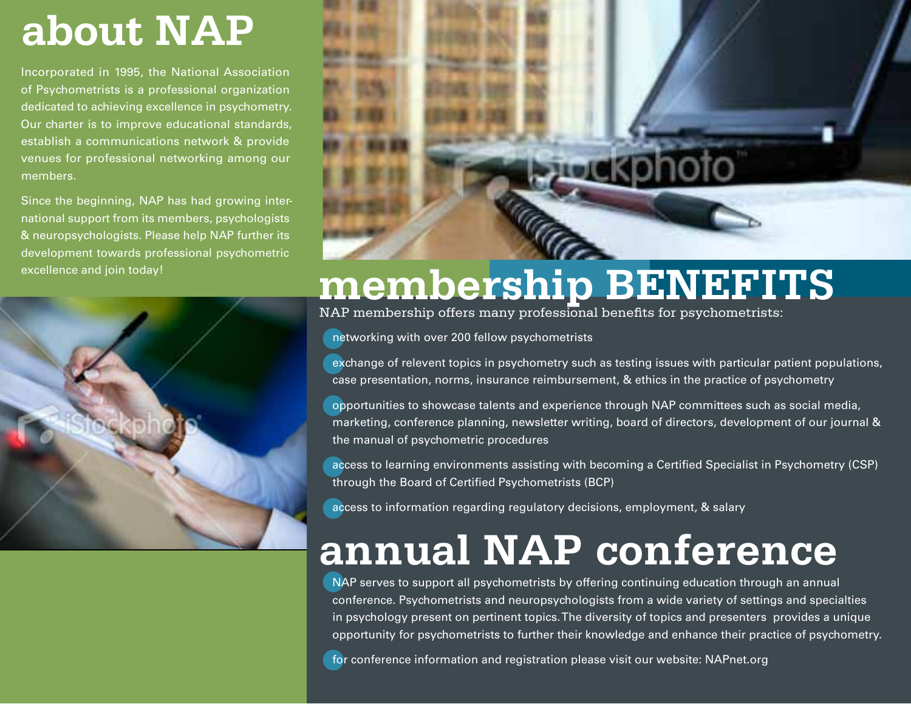# about NAP

Incorporated in 1995, the National Association of Psychometrists is a professional organization dedicated to achieving excellence in psychometry. Our charter is to improve educational standards, establish a communications network & provide venues for professional networking among our members.

Since the beginning, NAP has had growing international support from its members, psychologists & neuropsychologists. Please help NAP further its development towards professional psychometric excellence and join today!

# membership BENEFITS

NAP membership offers many professional benefits for psychometrists:

- networking with over 200 fellow psychometrists
- exchange of relevent topics in psychometry such as testing issues with particular patient populations, case presentation, norms, insurance reimbursement, & ethics in the practice of psychometry
- opportunities to showcase talents and experience through NAP committees such as social media, marketing, conference planning, newsletter writing, board of directors, development of our journal & the manual of psychometric procedures
- access to learning environments assisting with becoming a Certified Specialist in Psychometry (CSP) through the Board of Certified Psychometrists (BCP)
- access to information regarding regulatory decisions, employment, & salary

# annual NAP conference

- NAP serves to support all psychometrists by offering continuing education through an annual conference. Psychometrists and neuropsychologists from a wide variety of settings and specialties in psychology present on pertinent topics. The diversity of topics and presenters provides a unique opportunity for psychometrists to further their knowledge and enhance their practice of psychometry.
- for conference information and registration please visit our website: NAPnet.org